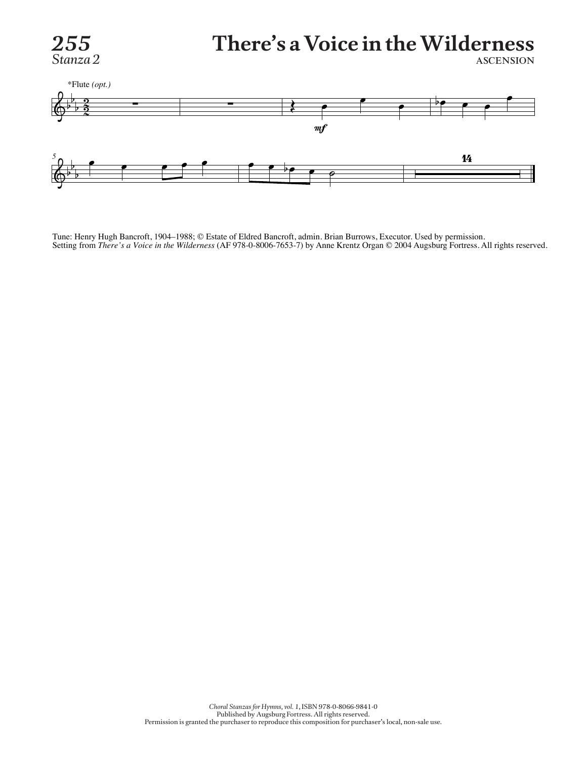# 255 There's a Voice in the Wilderness

*Stanza 2*

ASCENSION

*Flute *(opt.)*

Tune: Henry Hugh Bancroft, 1904–1988; © Estate of Eldred Bancroft, admin. Brian Burrows, Executor. Used by permission.
Setting from *There's a Voice in the Wilderness* (AF 978-0-8006-7653-7) by Anne Krentz Organ © 2004 Augsburg Fortress. All rights reserved.

*Choral Stanzas for Hymns, vol. 1*, ISBN 978-0-8066-9841-0
Published by Augsburg Fortress. All rights reserved.
Permission is granted the purchaser to reproduce this composition for purchaser's local, non-sale use.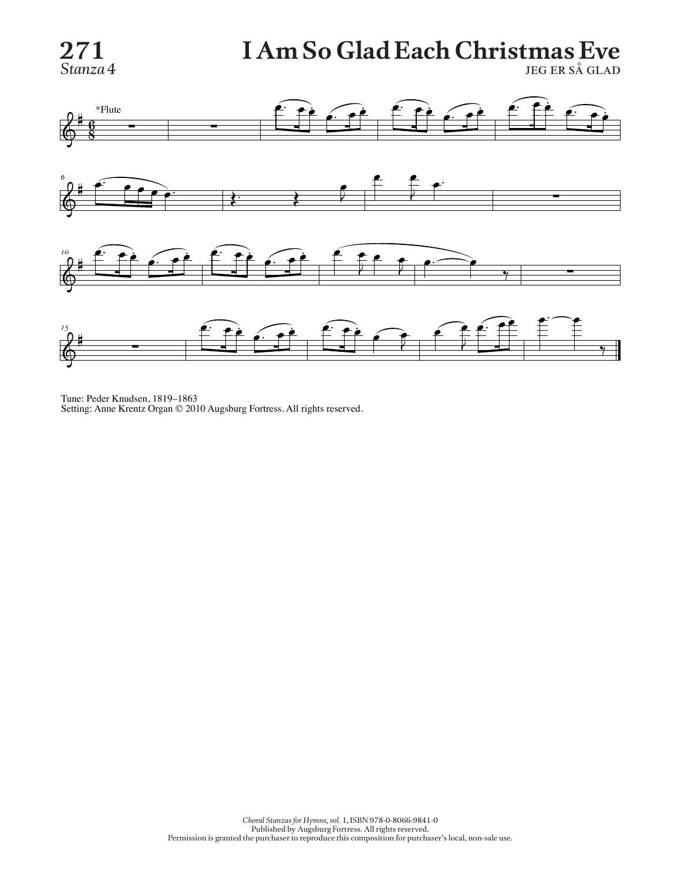# 271 I Am So Glad Each Christmas Eve

*Stanza* 4

JEG ER SÅ GLAD

Tune: Peder Knudsen, 1819–1863
Setting: Anne Krentz Organ © 2010 Augsburg Fortress. All rights reserved.

*Choral Stanzas for Hymns, vol. 1*, ISBN 978-0-8066-9841-0
Published by Augsburg Fortress. All rights reserved.
Permission is granted the purchaser to reproduce this composition for purchaser's local, non-sale use.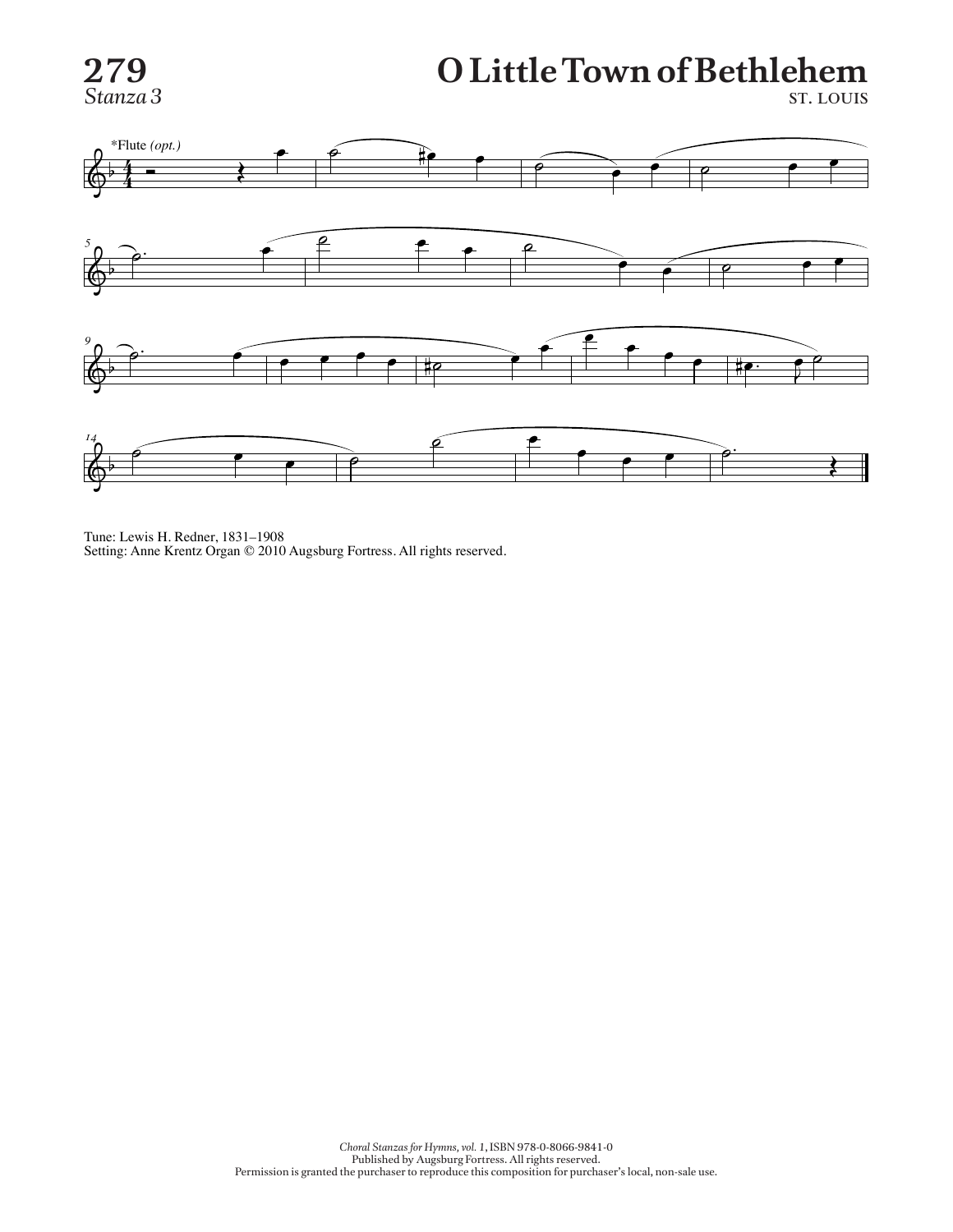# 279
*Stanza 3*

# O Little Town of Bethlehem

ST. LOUIS

*Flute *(opt.)*

Tune: Lewis H. Redner, 1831–1908
Setting: Anne Krentz Organ © 2010 Augsburg Fortress. All rights reserved.

*Choral Stanzas for Hymns, vol. 1*, ISBN 978-0-8066-9841-0
Published by Augsburg Fortress. All rights reserved.
Permission is granted the purchaser to reproduce this composition for purchaser's local, non-sale use.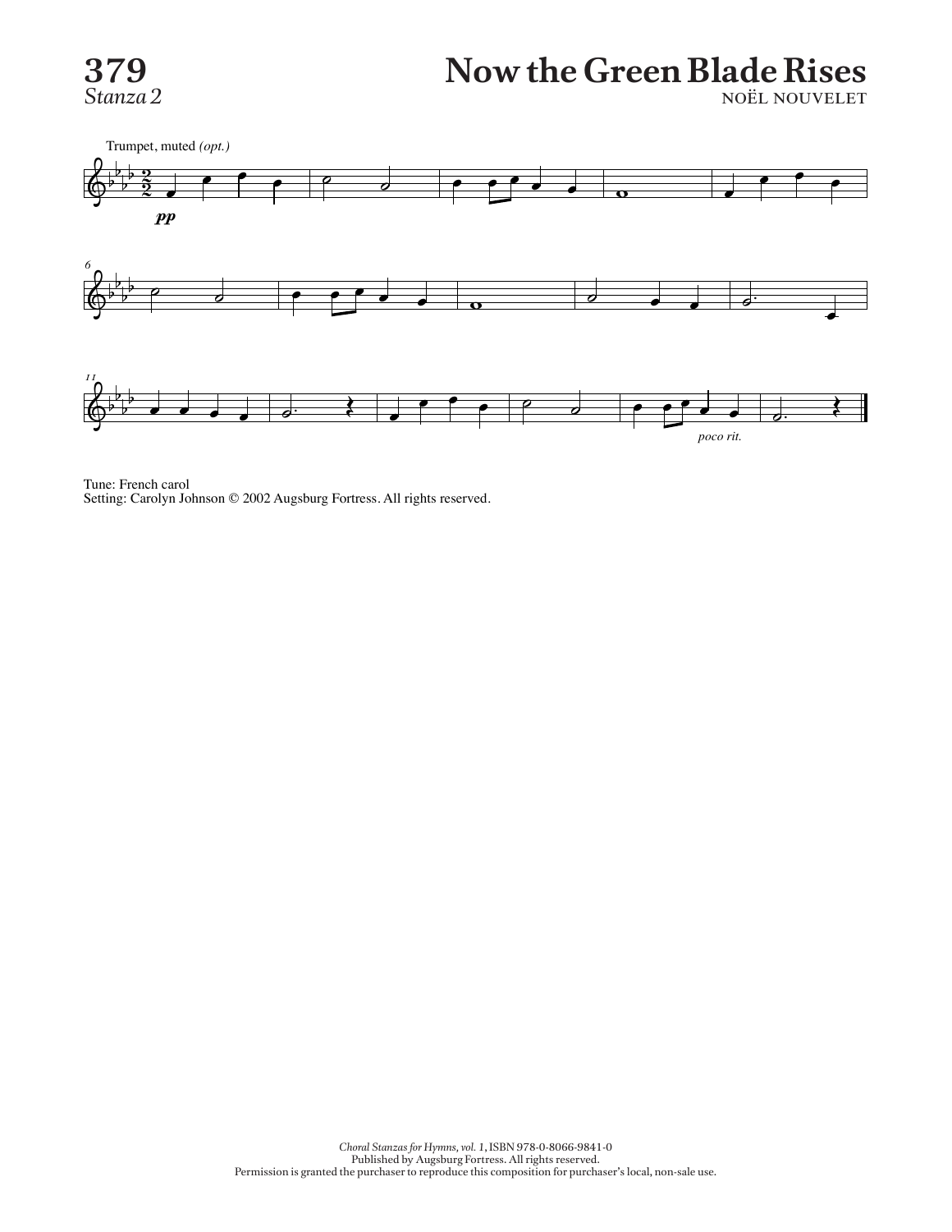# 379

*Stanza 2*

# Now the Green Blade Rises

NOËL NOUVELET

Trumpet, muted *(opt.)*

Tune: French carol
Setting: Carolyn Johnson © 2002 Augsburg Fortress. All rights reserved.

*Choral Stanzas for Hymns, vol. 1*, ISBN 978-0-8066-9841-0
Published by Augsburg Fortress. All rights reserved.
Permission is granted the purchaser to reproduce this composition for purchaser's local, non-sale use.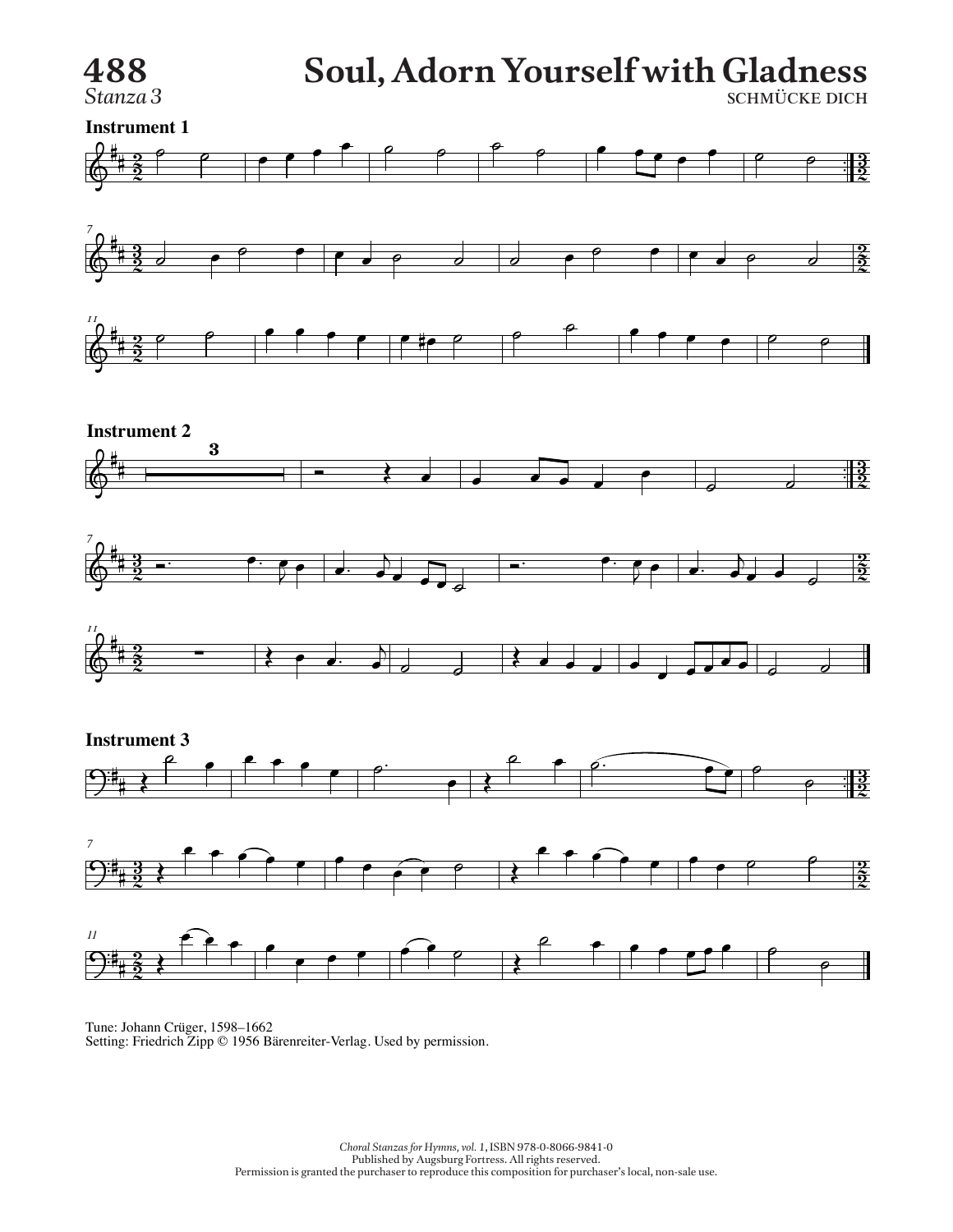# 488 Soul, Adorn Yourself with Gladness

*Stanza 3*

SCHMÜCKE DICH

**Instrument 1**

**Instrument 2**

**Instrument 3**

Tune: Johann Crüger, 1598–1662
Setting: Friedrich Zipp © 1956 Bärenreiter-Verlag. Used by permission.

*Choral Stanzas for Hymns, vol. 1*, ISBN 978-0-8066-9841-0
Published by Augsburg Fortress. All rights reserved.
Permission is granted the purchaser to reproduce this composition for purchaser's local, non-sale use.